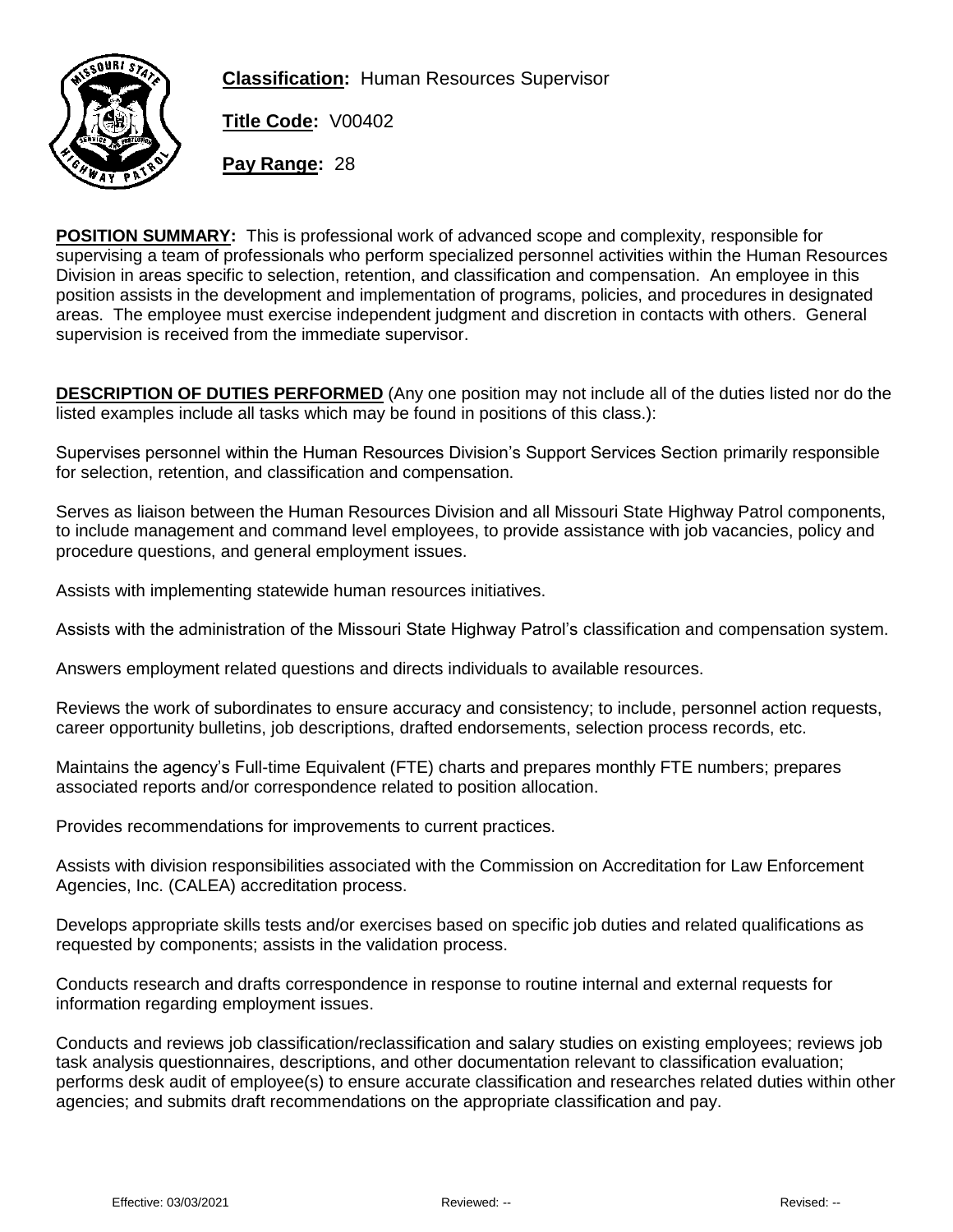**Classification:** Human Resources Supervisor

**Title Code:** V00402

**Pay Range:** 28

**POSITION SUMMARY:** This is professional work of advanced scope and complexity, responsible for supervising a team of professionals who perform specialized personnel activities within the Human Resources Division in areas specific to selection, retention, and classification and compensation. An employee in this position assists in the development and implementation of programs, policies, and procedures in designated areas. The employee must exercise independent judgment and discretion in contacts with others. General supervision is received from the immediate supervisor.

**DESCRIPTION OF DUTIES PERFORMED** (Any one position may not include all of the duties listed nor do the listed examples include all tasks which may be found in positions of this class.):

Supervises personnel within the Human Resources Division's Support Services Section primarily responsible for selection, retention, and classification and compensation.

Serves as liaison between the Human Resources Division and all Missouri State Highway Patrol components, to include management and command level employees, to provide assistance with job vacancies, policy and procedure questions, and general employment issues.

Assists with implementing statewide human resources initiatives.

Assists with the administration of the Missouri State Highway Patrol's classification and compensation system.

Answers employment related questions and directs individuals to available resources.

Reviews the work of subordinates to ensure accuracy and consistency; to include, personnel action requests, career opportunity bulletins, job descriptions, drafted endorsements, selection process records, etc.

Maintains the agency's Full-time Equivalent (FTE) charts and prepares monthly FTE numbers; prepares associated reports and/or correspondence related to position allocation.

Provides recommendations for improvements to current practices.

Assists with division responsibilities associated with the Commission on Accreditation for Law Enforcement Agencies, Inc. (CALEA) accreditation process.

Develops appropriate skills tests and/or exercises based on specific job duties and related qualifications as requested by components; assists in the validation process.

Conducts research and drafts correspondence in response to routine internal and external requests for information regarding employment issues.

Conducts and reviews job classification/reclassification and salary studies on existing employees; reviews job task analysis questionnaires, descriptions, and other documentation relevant to classification evaluation; performs desk audit of employee(s) to ensure accurate classification and researches related duties within other agencies; and submits draft recommendations on the appropriate classification and pay.

Effective: 03/03/2021 Reviewed: -- Revised: --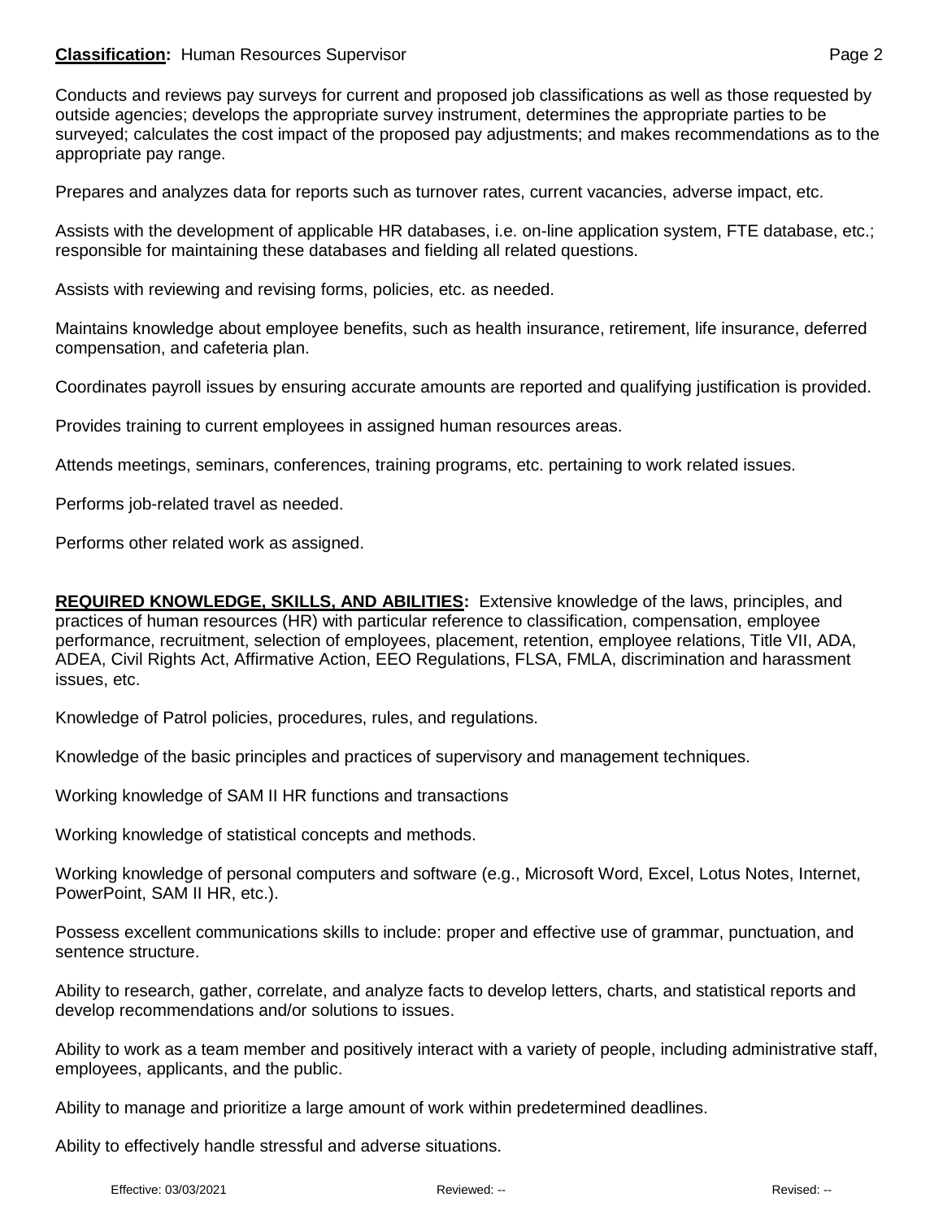Conducts and reviews pay surveys for current and proposed job classifications as well as those requested by outside agencies; develops the appropriate survey instrument, determines the appropriate parties to be surveyed; calculates the cost impact of the proposed pay adjustments; and makes recommendations as to the appropriate pay range.

Prepares and analyzes data for reports such as turnover rates, current vacancies, adverse impact, etc.

Assists with the development of applicable HR databases, i.e. on-line application system, FTE database, etc.; responsible for maintaining these databases and fielding all related questions.

Assists with reviewing and revising forms, policies, etc. as needed.

Maintains knowledge about employee benefits, such as health insurance, retirement, life insurance, deferred compensation, and cafeteria plan.

Coordinates payroll issues by ensuring accurate amounts are reported and qualifying justification is provided.

Provides training to current employees in assigned human resources areas.

Attends meetings, seminars, conferences, training programs, etc. pertaining to work related issues.

Performs job-related travel as needed.

Performs other related work as assigned.

**REQUIRED KNOWLEDGE, SKILLS, AND ABILITIES:** Extensive knowledge of the laws, principles, and practices of human resources (HR) with particular reference to classification, compensation, employee performance, recruitment, selection of employees, placement, retention, employee relations, Title VII, ADA, ADEA, Civil Rights Act, Affirmative Action, EEO Regulations, FLSA, FMLA, discrimination and harassment issues, etc.

Knowledge of Patrol policies, procedures, rules, and regulations.

Knowledge of the basic principles and practices of supervisory and management techniques.

Working knowledge of SAM II HR functions and transactions

Working knowledge of statistical concepts and methods.

Working knowledge of personal computers and software (e.g., Microsoft Word, Excel, Lotus Notes, Internet, PowerPoint, SAM II HR, etc.).

Possess excellent communications skills to include: proper and effective use of grammar, punctuation, and sentence structure.

Ability to research, gather, correlate, and analyze facts to develop letters, charts, and statistical reports and develop recommendations and/or solutions to issues.

Ability to work as a team member and positively interact with a variety of people, including administrative staff, employees, applicants, and the public.

Ability to manage and prioritize a large amount of work within predetermined deadlines.

Ability to effectively handle stressful and adverse situations.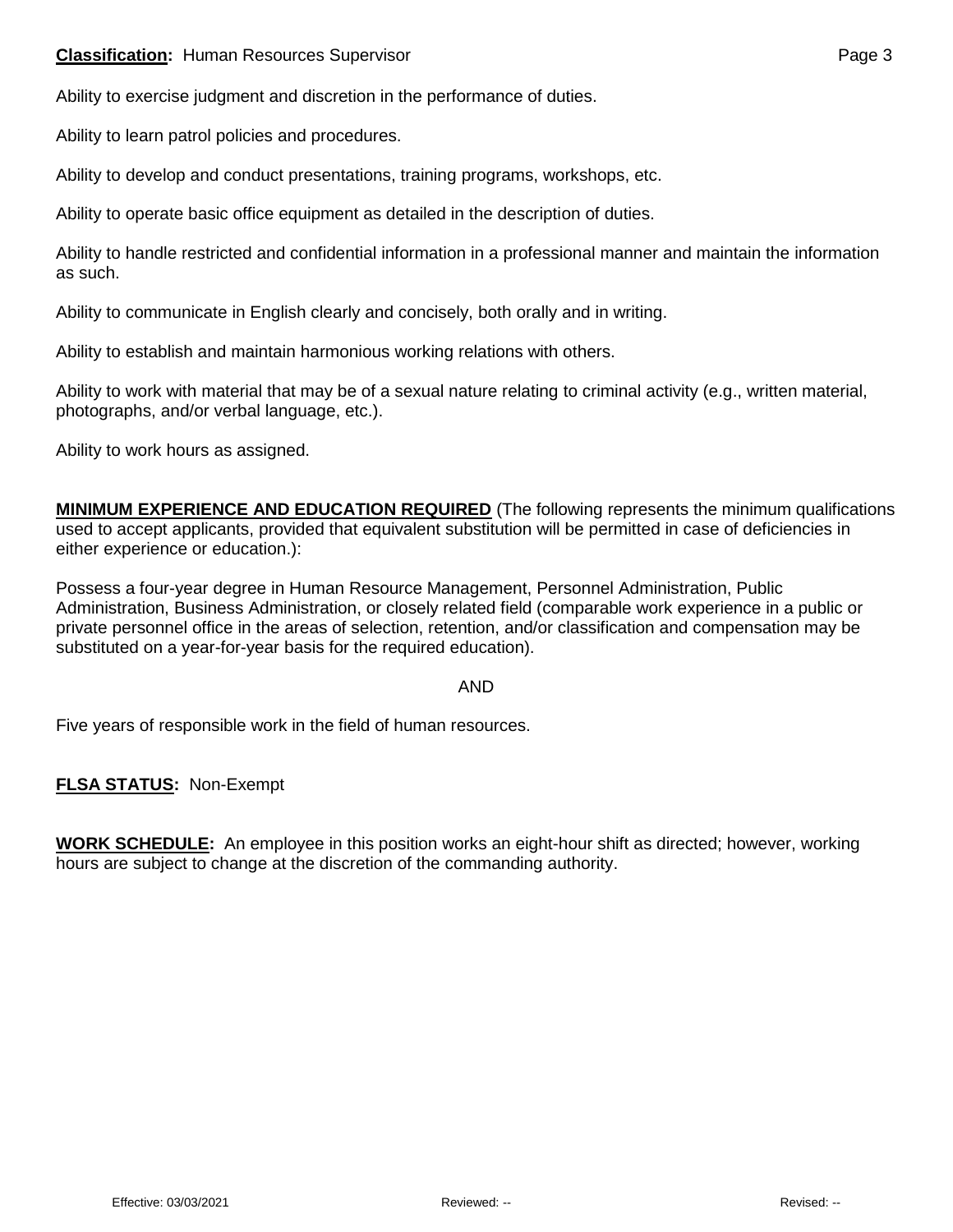Ability to exercise judgment and discretion in the performance of duties.

Ability to learn patrol policies and procedures.

Ability to develop and conduct presentations, training programs, workshops, etc.

Ability to operate basic office equipment as detailed in the description of duties.

Ability to handle restricted and confidential information in a professional manner and maintain the information as such.

Ability to communicate in English clearly and concisely, both orally and in writing.

Ability to establish and maintain harmonious working relations with others.

Ability to work with material that may be of a sexual nature relating to criminal activity (e.g., written material, photographs, and/or verbal language, etc.).

Ability to work hours as assigned.

**MINIMUM EXPERIENCE AND EDUCATION REQUIRED** (The following represents the minimum qualifications used to accept applicants, provided that equivalent substitution will be permitted in case of deficiencies in either experience or education.):

Possess a four-year degree in Human Resource Management, Personnel Administration, Public Administration, Business Administration, or closely related field (comparable work experience in a public or private personnel office in the areas of selection, retention, and/or classification and compensation may be substituted on a year-for-year basis for the required education).

AND

Five years of responsible work in the field of human resources.

**FLSA STATUS:** Non-Exempt

**WORK SCHEDULE:** An employee in this position works an eight-hour shift as directed; however, working hours are subject to change at the discretion of the commanding authority.

Effective: 03/03/2021 Reviewed: -- Revised: --